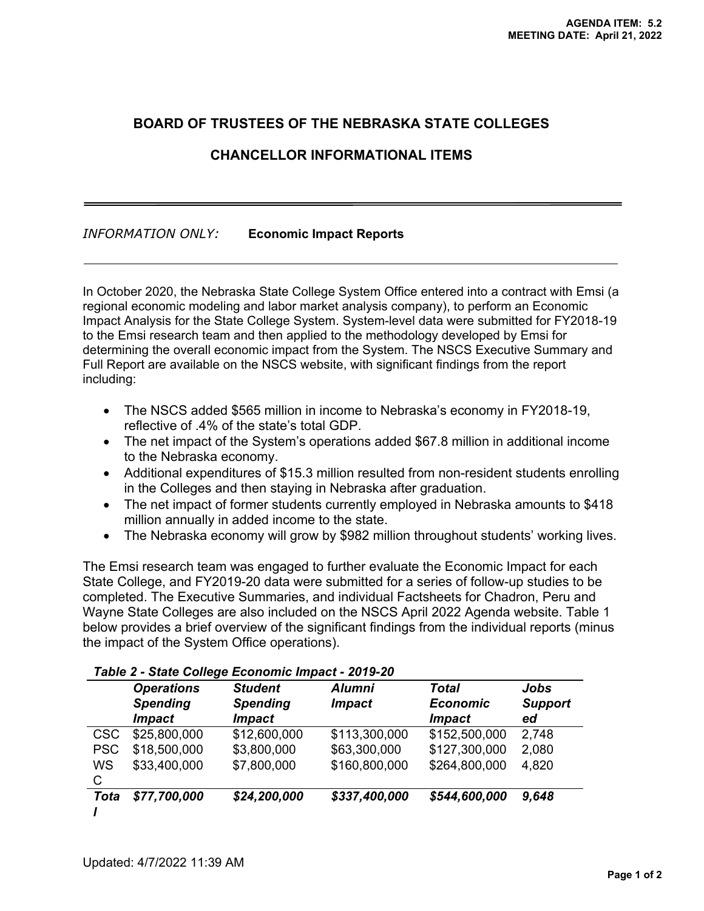AGENDA ITEM: 5.2
MEETING DATE: April 21, 2022

# BOARD OF TRUSTEES OF THE NEBRASKA STATE COLLEGES

## CHANCELLOR INFORMATIONAL ITEMS

*INFORMATION ONLY:* **Economic Impact Reports**

In October 2020, the Nebraska State College System Office entered into a contract with Emsi (a regional economic modeling and labor market analysis company), to perform an Economic Impact Analysis for the State College System. System-level data were submitted for FY2018-19 to the Emsi research team and then applied to the methodology developed by Emsi for determining the overall economic impact from the System. The NSCS Executive Summary and Full Report are available on the NSCS website, with significant findings from the report including:

- The NSCS added $565 million in income to Nebraska's economy in FY2018-19, reflective of .4% of the state's total GDP.
- The net impact of the System's operations added $67.8 million in additional income to the Nebraska economy.
- Additional expenditures of $15.3 million resulted from non-resident students enrolling in the Colleges and then staying in Nebraska after graduation.
- The net impact of former students currently employed in Nebraska amounts to $418 million annually in added income to the state.
- The Nebraska economy will grow by $982 million throughout students' working lives.

The Emsi research team was engaged to further evaluate the Economic Impact for each State College, and FY2019-20 data were submitted for a series of follow-up studies to be completed. The Executive Summaries, and individual Factsheets for Chadron, Peru and Wayne State Colleges are also included on the NSCS April 2022 Agenda website. Table 1 below provides a brief overview of the significant findings from the individual reports (minus the impact of the System Office operations).

***Table 2 - State College Economic Impact - 2019-20***

| | ***Operations Spending Impact*** | ***Student Spending Impact*** | ***Alumni Impact*** | ***Total Economic Impact*** | ***Jobs Supported*** |
|---|---|---|---|---|---|
| CSC | $25,800,000 | $12,600,000 | $113,300,000 | $152,500,000 | 2,748 |
| PSC | $18,500,000 | $3,800,000 | $63,300,000 | $127,300,000 | 2,080 |
| WSC | $33,400,000 | $7,800,000 | $160,800,000 | $264,800,000 | 4,820 |
| ***Total*** | ***$77,700,000*** | ***$24,200,000*** | ***$337,400,000*** | ***$544,600,000*** | ***9,648*** |

Updated: 4/7/2022 11:39 AM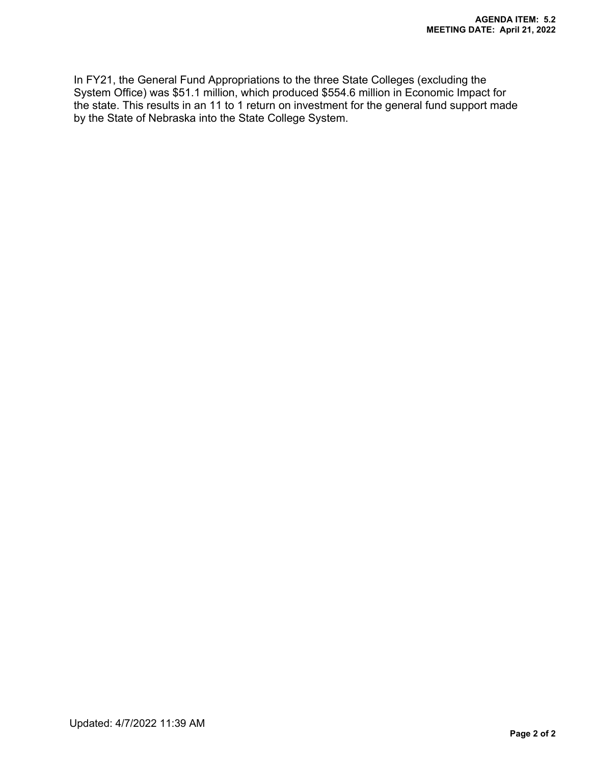In FY21, the General Fund Appropriations to the three State Colleges (excluding the System Office) was $51.1 million, which produced $554.6 million in Economic Impact for the state. This results in an 11 to 1 return on investment for the general fund support made by the State of Nebraska into the State College System.